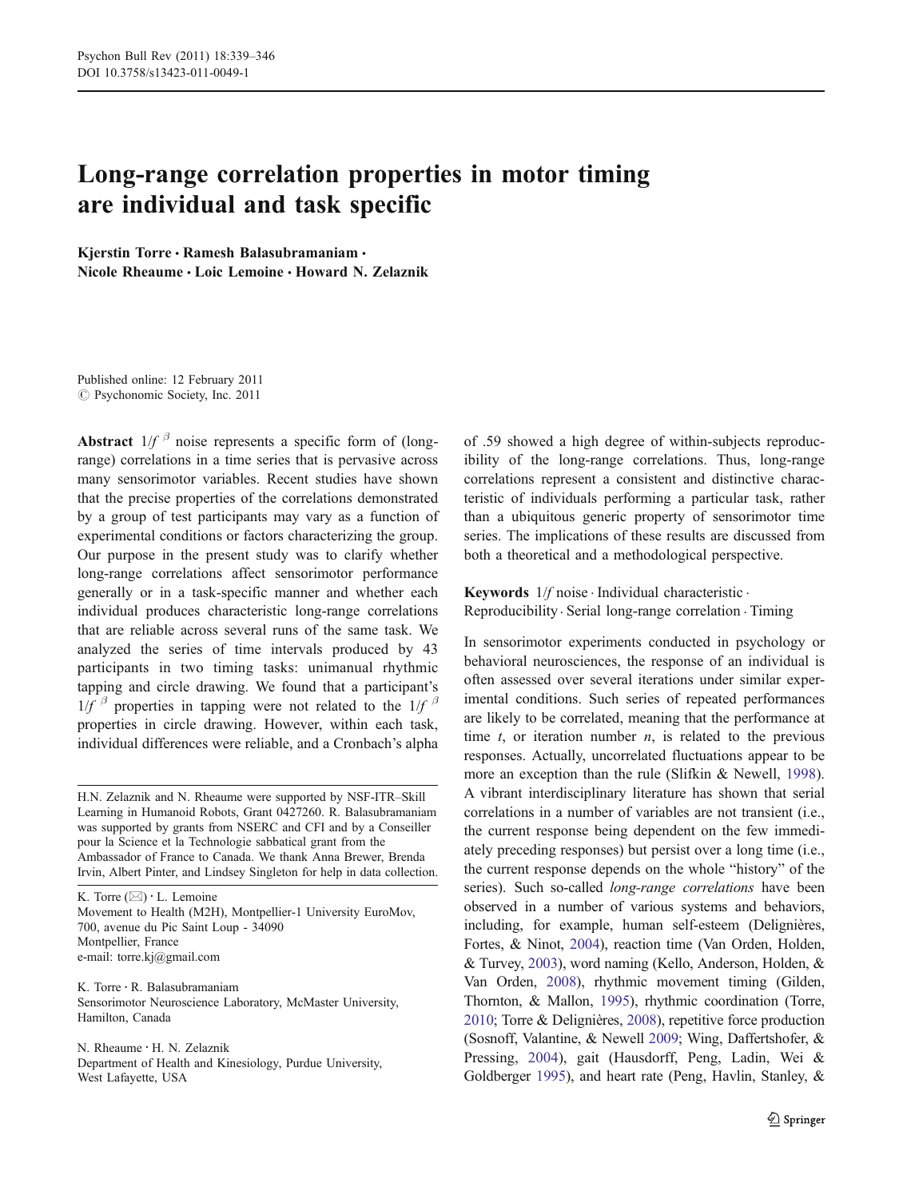# Long-range correlation properties in motor timing are individual and task specific

**Kjerstin Torre · Ramesh Balasubramaniam · Nicole Rheaume · Loic Lemoine · Howard N. Zelaznik**

Published online: 12 February 2011
© Psychonomic Society, Inc. 2011

**Abstract** $1/f^{\beta}$ noise represents a specific form of (long-range) correlations in a time series that is pervasive across many sensorimotor variables. Recent studies have shown that the precise properties of the correlations demonstrated by a group of test participants may vary as a function of experimental conditions or factors characterizing the group. Our purpose in the present study was to clarify whether long-range correlations affect sensorimotor performance generally or in a task-specific manner and whether each individual produces characteristic long-range correlations that are reliable across several runs of the same task. We analyzed the series of time intervals produced by 43 participants in two timing tasks: unimanual rhythmic tapping and circle drawing. We found that a participant's $1/f^{\beta}$ properties in tapping were not related to the $1/f^{\beta}$ properties in circle drawing. However, within each task, individual differences were reliable, and a Cronbach's alpha of .59 showed a high degree of within-subjects reproducibility of the long-range correlations. Thus, long-range correlations represent a consistent and distinctive characteristic of individuals performing a particular task, rather than a ubiquitous generic property of sensorimotor time series. The implications of these results are discussed from both a theoretical and a methodological perspective.

**Keywords** 1/*f* noise · Individual characteristic · Reproducibility · Serial long-range correlation · Timing

H.N. Zelaznik and N. Rheaume were supported by NSF-ITR–Skill Learning in Humanoid Robots, Grant 0427260. R. Balasubramaniam was supported by grants from NSERC and CFI and by a Conseiller pour la Science et la Technologie sabbatical grant from the Ambassador of France to Canada. We thank Anna Brewer, Brenda Irvin, Albert Pinter, and Lindsey Singleton for help in data collection.

K. Torre (✉) · L. Lemoine
Movement to Health (M2H), Montpellier-1 University EuroMov,
700, avenue du Pic Saint Loup - 34090
Montpellier, France
e-mail: torre.kj@gmail.com

K. Torre · R. Balasubramaniam
Sensorimotor Neuroscience Laboratory, McMaster University,
Hamilton, Canada

N. Rheaume · H. N. Zelaznik
Department of Health and Kinesiology, Purdue University,
West Lafayette, USA

In sensorimotor experiments conducted in psychology or behavioral neurosciences, the response of an individual is often assessed over several iterations under similar experimental conditions. Such series of repeated performances are likely to be correlated, meaning that the performance at time *t*, or iteration number *n*, is related to the previous responses. Actually, uncorrelated fluctuations appear to be more an exception than the rule (Slifkin & Newell, 1998). A vibrant interdisciplinary literature has shown that serial correlations in a number of variables are not transient (i.e., the current response being dependent on the few immediately preceding responses) but persist over a long time (i.e., the current response depends on the whole "history" of the series). Such so-called *long-range correlations* have been observed in a number of various systems and behaviors, including, for example, human self-esteem (Delignières, Fortes, & Ninot, 2004), reaction time (Van Orden, Holden, & Turvey, 2003), word naming (Kello, Anderson, Holden, & Van Orden, 2008), rhythmic movement timing (Gilden, Thornton, & Mallon, 1995), rhythmic coordination (Torre, 2010; Torre & Delignières, 2008), repetitive force production (Sosnoff, Valantine, & Newell 2009; Wing, Daffertshofer, & Pressing, 2004), gait (Hausdorff, Peng, Ladin, Wei & Goldberger 1995), and heart rate (Peng, Havlin, Stanley, &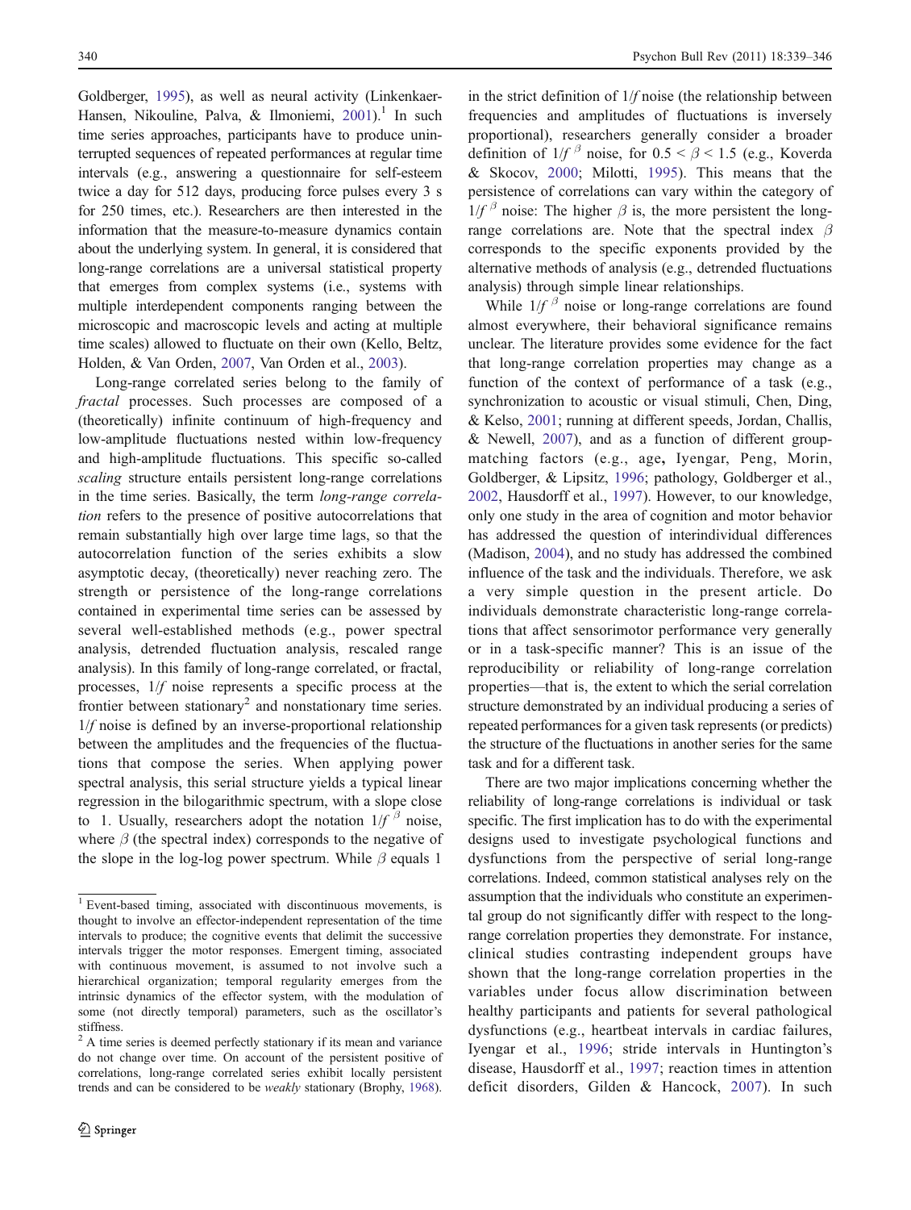Goldberger, 1995), as well as neural activity (Linkenkaer-Hansen, Nikouline, Palva, & Ilmoniemi, 2001).[1] In such time series approaches, participants have to produce uninterrupted sequences of repeated performances at regular time intervals (e.g., answering a questionnaire for self-esteem twice a day for 512 days, producing force pulses every 3 s for 250 times, etc.). Researchers are then interested in the information that the measure-to-measure dynamics contain about the underlying system. In general, it is considered that long-range correlations are a universal statistical property that emerges from complex systems (i.e., systems with multiple interdependent components ranging between the microscopic and macroscopic levels and acting at multiple time scales) allowed to fluctuate on their own (Kello, Beltz, Holden, & Van Orden, 2007, Van Orden et al., 2003).

Long-range correlated series belong to the family of *fractal* processes. Such processes are composed of a (theoretically) infinite continuum of high-frequency and low-amplitude fluctuations nested within low-frequency and high-amplitude fluctuations. This specific so-called *scaling* structure entails persistent long-range correlations in the time series. Basically, the term *long-range correlation* refers to the presence of positive autocorrelations that remain substantially high over large time lags, so that the autocorrelation function of the series exhibits a slow asymptotic decay, (theoretically) never reaching zero. The strength or persistence of the long-range correlations contained in experimental time series can be assessed by several well-established methods (e.g., power spectral analysis, detrended fluctuation analysis, rescaled range analysis). In this family of long-range correlated, or fractal, processes, $1/f$ noise represents a specific process at the frontier between stationary[2] and nonstationary time series. $1/f$ noise is defined by an inverse-proportional relationship between the amplitudes and the frequencies of the fluctuations that compose the series. When applying power spectral analysis, this serial structure yields a typical linear regression in the bilogarithmic spectrum, with a slope close to 1. Usually, researchers adopt the notation $1/f^{\beta}$ noise, where $\beta$ (the spectral index) corresponds to the negative of the slope in the log-log power spectrum. While $\beta$ equals 1 in the strict definition of $1/f$ noise (the relationship between frequencies and amplitudes of fluctuations is inversely proportional), researchers generally consider a broader definition of $1/f^{\beta}$ noise, for $0.5 < \beta < 1.5$ (e.g., Koverda & Skocov, 2000; Milotti, 1995). This means that the persistence of correlations can vary within the category of $1/f^{\beta}$ noise: The higher $\beta$ is, the more persistent the long-range correlations are. Note that the spectral index $\beta$ corresponds to the specific exponents provided by the alternative methods of analysis (e.g., detrended fluctuations analysis) through simple linear relationships.

While $1/f^{\beta}$ noise or long-range correlations are found almost everywhere, their behavioral significance remains unclear. The literature provides some evidence for the fact that long-range correlation properties may change as a function of the context of performance of a task (e.g., synchronization to acoustic or visual stimuli, Chen, Ding, & Kelso, 2001; running at different speeds, Jordan, Challis, & Newell, 2007), and as a function of different group-matching factors (e.g., age, Iyengar, Peng, Morin, Goldberger, & Lipsitz, 1996; pathology, Goldberger et al., 2002, Hausdorff et al., 1997). However, to our knowledge, only one study in the area of cognition and motor behavior has addressed the question of interindividual differences (Madison, 2004), and no study has addressed the combined influence of the task and the individuals. Therefore, we ask a very simple question in the present article. Do individuals demonstrate characteristic long-range correlations that affect sensorimotor performance very generally or in a task-specific manner? This is an issue of the reproducibility or reliability of long-range correlation properties—that is, the extent to which the serial correlation structure demonstrated by an individual producing a series of repeated performances for a given task represents (or predicts) the structure of the fluctuations in another series for the same task and for a different task.

There are two major implications concerning whether the reliability of long-range correlations is individual or task specific. The first implication has to do with the experimental designs used to investigate psychological functions and dysfunctions from the perspective of serial long-range correlations. Indeed, common statistical analyses rely on the assumption that the individuals who constitute an experimental group do not significantly differ with respect to the long-range correlation properties they demonstrate. For instance, clinical studies contrasting independent groups have shown that the long-range correlation properties in the variables under focus allow discrimination between healthy participants and patients for several pathological dysfunctions (e.g., heartbeat intervals in cardiac failures, Iyengar et al., 1996; stride intervals in Huntington's disease, Hausdorff et al., 1997; reaction times in attention deficit disorders, Gilden & Hancock, 2007). In such

[1] Event-based timing, associated with discontinuous movements, is thought to involve an effector-independent representation of the time intervals to produce; the cognitive events that delimit the successive intervals trigger the motor responses. Emergent timing, associated with continuous movement, is assumed to not involve such a hierarchical organization; temporal regularity emerges from the intrinsic dynamics of the effector system, with the modulation of some (not directly temporal) parameters, such as the oscillator's stiffness.

[2] A time series is deemed perfectly stationary if its mean and variance do not change over time. On account of the persistent positive of correlations, long-range correlated series exhibit locally persistent trends and can be considered to be *weakly* stationary (Brophy, 1968).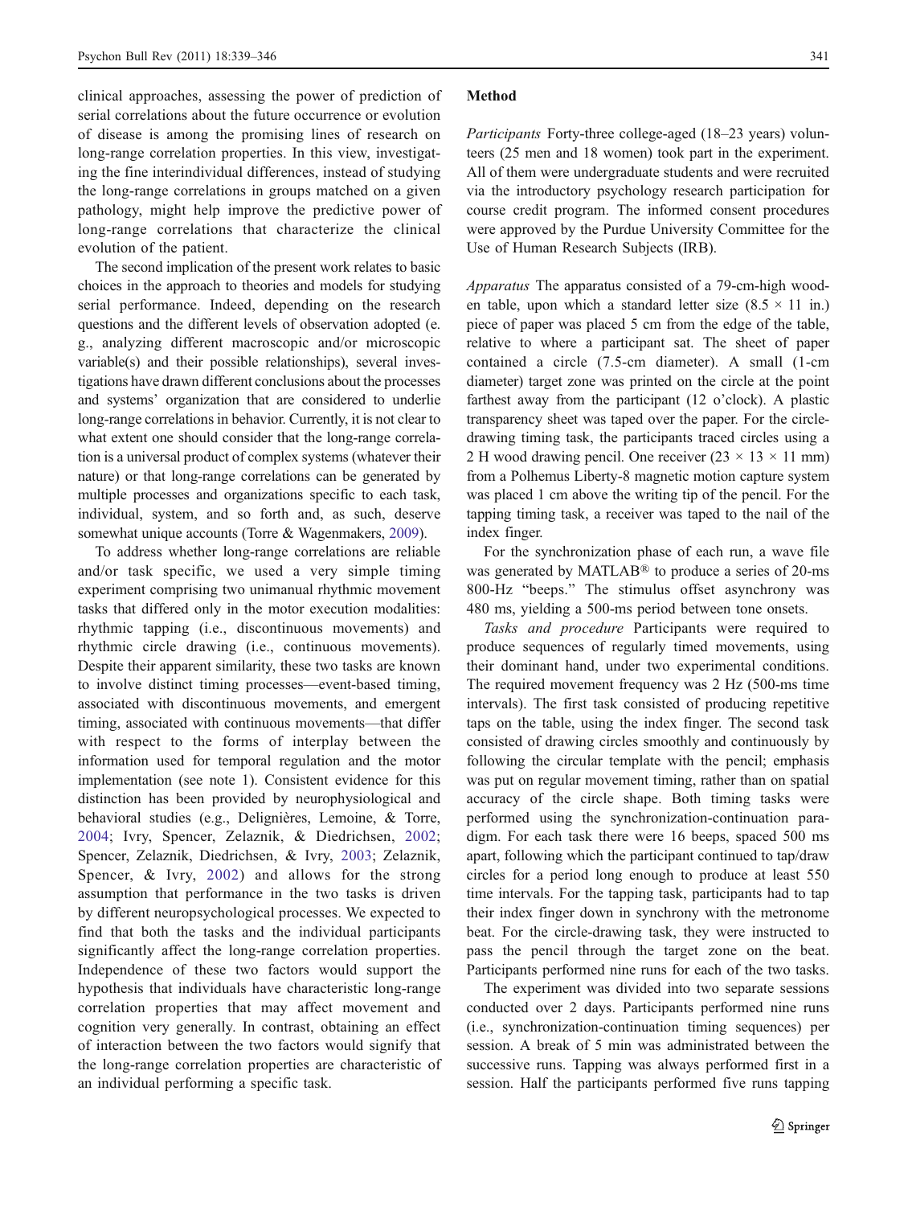clinical approaches, assessing the power of prediction of serial correlations about the future occurrence or evolution of disease is among the promising lines of research on long-range correlation properties. In this view, investigating the fine interindividual differences, instead of studying the long-range correlations in groups matched on a given pathology, might help improve the predictive power of long-range correlations that characterize the clinical evolution of the patient.

The second implication of the present work relates to basic choices in the approach to theories and models for studying serial performance. Indeed, depending on the research questions and the different levels of observation adopted (e.g., analyzing different macroscopic and/or microscopic variable(s) and their possible relationships), several investigations have drawn different conclusions about the processes and systems' organization that are considered to underlie long-range correlations in behavior. Currently, it is not clear to what extent one should consider that the long-range correlation is a universal product of complex systems (whatever their nature) or that long-range correlations can be generated by multiple processes and organizations specific to each task, individual, system, and so forth and, as such, deserve somewhat unique accounts (Torre & Wagenmakers, 2009).

To address whether long-range correlations are reliable and/or task specific, we used a very simple timing experiment comprising two unimanual rhythmic movement tasks that differed only in the motor execution modalities: rhythmic tapping (i.e., discontinuous movements) and rhythmic circle drawing (i.e., continuous movements). Despite their apparent similarity, these two tasks are known to involve distinct timing processes—event-based timing, associated with discontinuous movements, and emergent timing, associated with continuous movements—that differ with respect to the forms of interplay between the information used for temporal regulation and the motor implementation (see note 1). Consistent evidence for this distinction has been provided by neurophysiological and behavioral studies (e.g., Delignières, Lemoine, & Torre, 2004; Ivry, Spencer, Zelaznik, & Diedrichsen, 2002; Spencer, Zelaznik, Diedrichsen, & Ivry, 2003; Zelaznik, Spencer, & Ivry, 2002) and allows for the strong assumption that performance in the two tasks is driven by different neuropsychological processes. We expected to find that both the tasks and the individual participants significantly affect the long-range correlation properties. Independence of these two factors would support the hypothesis that individuals have characteristic long-range correlation properties that may affect movement and cognition very generally. In contrast, obtaining an effect of interaction between the two factors would signify that the long-range correlation properties are characteristic of an individual performing a specific task.

## Method

*Participants* Forty-three college-aged (18–23 years) volunteers (25 men and 18 women) took part in the experiment. All of them were undergraduate students and were recruited via the introductory psychology research participation for course credit program. The informed consent procedures were approved by the Purdue University Committee for the Use of Human Research Subjects (IRB).

*Apparatus* The apparatus consisted of a 79-cm-high wooden table, upon which a standard letter size (8.5 × 11 in.) piece of paper was placed 5 cm from the edge of the table, relative to where a participant sat. The sheet of paper contained a circle (7.5-cm diameter). A small (1-cm diameter) target zone was printed on the circle at the point farthest away from the participant (12 o'clock). A plastic transparency sheet was taped over the paper. For the circle-drawing timing task, the participants traced circles using a 2 H wood drawing pencil. One receiver (23 × 13 × 11 mm) from a Polhemus Liberty-8 magnetic motion capture system was placed 1 cm above the writing tip of the pencil. For the tapping timing task, a receiver was taped to the nail of the index finger.

For the synchronization phase of each run, a wave file was generated by MATLAB® to produce a series of 20-ms 800-Hz "beeps." The stimulus offset asynchrony was 480 ms, yielding a 500-ms period between tone onsets.

*Tasks and procedure* Participants were required to produce sequences of regularly timed movements, using their dominant hand, under two experimental conditions. The required movement frequency was 2 Hz (500-ms time intervals). The first task consisted of producing repetitive taps on the table, using the index finger. The second task consisted of drawing circles smoothly and continuously by following the circular template with the pencil; emphasis was put on regular movement timing, rather than on spatial accuracy of the circle shape. Both timing tasks were performed using the synchronization-continuation paradigm. For each task there were 16 beeps, spaced 500 ms apart, following which the participant continued to tap/draw circles for a period long enough to produce at least 550 time intervals. For the tapping task, participants had to tap their index finger down in synchrony with the metronome beat. For the circle-drawing task, they were instructed to pass the pencil through the target zone on the beat. Participants performed nine runs for each of the two tasks.

The experiment was divided into two separate sessions conducted over 2 days. Participants performed nine runs (i.e., synchronization-continuation timing sequences) per session. A break of 5 min was administrated between the successive runs. Tapping was always performed first in a session. Half the participants performed five runs tapping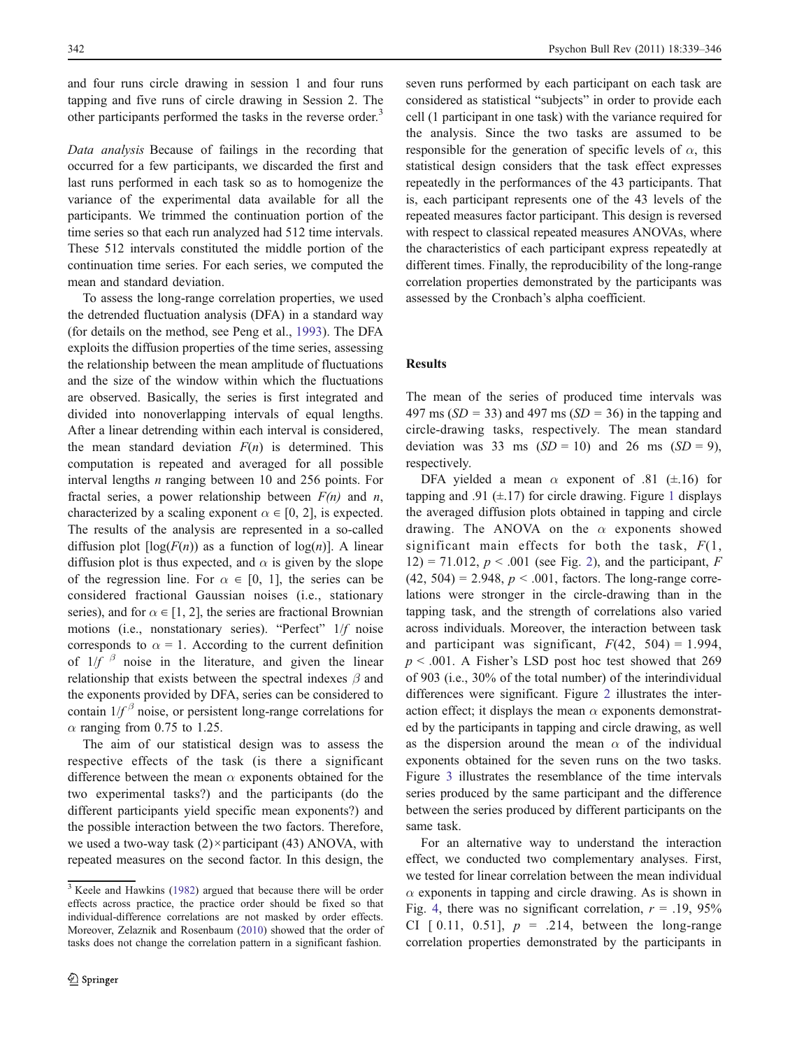and four runs circle drawing in session 1 and four runs tapping and five runs of circle drawing in Session 2. The other participants performed the tasks in the reverse order.[3]

*Data analysis* Because of failings in the recording that occurred for a few participants, we discarded the first and last runs performed in each task so as to homogenize the variance of the experimental data available for all the participants. We trimmed the continuation portion of the time series so that each run analyzed had 512 time intervals. These 512 intervals constituted the middle portion of the continuation time series. For each series, we computed the mean and standard deviation.

To assess the long-range correlation properties, we used the detrended fluctuation analysis (DFA) in a standard way (for details on the method, see Peng et al., 1993). The DFA exploits the diffusion properties of the time series, assessing the relationship between the mean amplitude of fluctuations and the size of the window within which the fluctuations are observed. Basically, the series is first integrated and divided into nonoverlapping intervals of equal lengths. After a linear detrending within each interval is considered, the mean standard deviation $F(n)$ is determined. This computation is repeated and averaged for all possible interval lengths $n$ ranging between 10 and 256 points. For fractal series, a power relationship between $F(n)$ and $n$, characterized by a scaling exponent $\alpha \in [0, 2]$, is expected. The results of the analysis are represented in a so-called diffusion plot [$\log(F(n))$ as a function of $\log(n)$]. A linear diffusion plot is thus expected, and $\alpha$ is given by the slope of the regression line. For $\alpha \in [0, 1]$, the series can be considered fractional Gaussian noises (i.e., stationary series), and for $\alpha \in [1, 2]$, the series are fractional Brownian motions (i.e., nonstationary series). "Perfect" $1/f$ noise corresponds to $\alpha = 1$. According to the current definition of $1/f^{\beta}$ noise in the literature, and given the linear relationship that exists between the spectral indexes $\beta$ and the exponents provided by DFA, series can be considered to contain $1/f^{\beta}$ noise, or persistent long-range correlations for $\alpha$ ranging from 0.75 to 1.25.

The aim of our statistical design was to assess the respective effects of the task (is there a significant difference between the mean $\alpha$ exponents obtained for the two experimental tasks?) and the participants (do the different participants yield specific mean exponents?) and the possible interaction between the two factors. Therefore, we used a two-way task (2)×participant (43) ANOVA, with repeated measures on the second factor. In this design, the seven runs performed by each participant on each task are considered as statistical "subjects" in order to provide each cell (1 participant in one task) with the variance required for the analysis. Since the two tasks are assumed to be responsible for the generation of specific levels of $\alpha$, this statistical design considers that the task effect expresses repeatedly in the performances of the 43 participants. That is, each participant represents one of the 43 levels of the repeated measures factor participant. This design is reversed with respect to classical repeated measures ANOVAs, where the characteristics of each participant express repeatedly at different times. Finally, the reproducibility of the long-range correlation properties demonstrated by the participants was assessed by the Cronbach's alpha coefficient.

[3] Keele and Hawkins (1982) argued that because there will be order effects across practice, the practice order should be fixed so that individual-difference correlations are not masked by order effects. Moreover, Zelaznik and Rosenbaum (2010) showed that the order of tasks does not change the correlation pattern in a significant fashion.

## Results

The mean of the series of produced time intervals was 497 ms ($SD = 33$) and 497 ms ($SD = 36$) in the tapping and circle-drawing tasks, respectively. The mean standard deviation was 33 ms ($SD = 10$) and 26 ms ($SD = 9$), respectively.

DFA yielded a mean $\alpha$ exponent of .81 (±.16) for tapping and .91 (±.17) for circle drawing. Figure 1 displays the averaged diffusion plots obtained in tapping and circle drawing. The ANOVA on the $\alpha$ exponents showed significant main effects for both the task, $F(1, 12) = 71.012$, $p < .001$ (see Fig. 2), and the participant, $F(42, 504) = 2.948$, $p < .001$, factors. The long-range correlations were stronger in the circle-drawing than in the tapping task, and the strength of correlations also varied across individuals. Moreover, the interaction between task and participant was significant, $F(42, 504) = 1.994$, $p < .001$. A Fisher's LSD post hoc test showed that 269 of 903 (i.e., 30% of the total number) of the interindividual differences were significant. Figure 2 illustrates the interaction effect; it displays the mean $\alpha$ exponents demonstrated by the participants in tapping and circle drawing, as well as the dispersion around the mean $\alpha$ of the individual exponents obtained for the seven runs on the two tasks. Figure 3 illustrates the resemblance of the time intervals series produced by the same participant and the difference between the series produced by different participants on the same task.

For an alternative way to understand the interaction effect, we conducted two complementary analyses. First, we tested for linear correlation between the mean individual $\alpha$ exponents in tapping and circle drawing. As is shown in Fig. 4, there was no significant correlation, $r = .19$, 95% CI [0.11, 0.51], $p = .214$, between the long-range correlation properties demonstrated by the participants in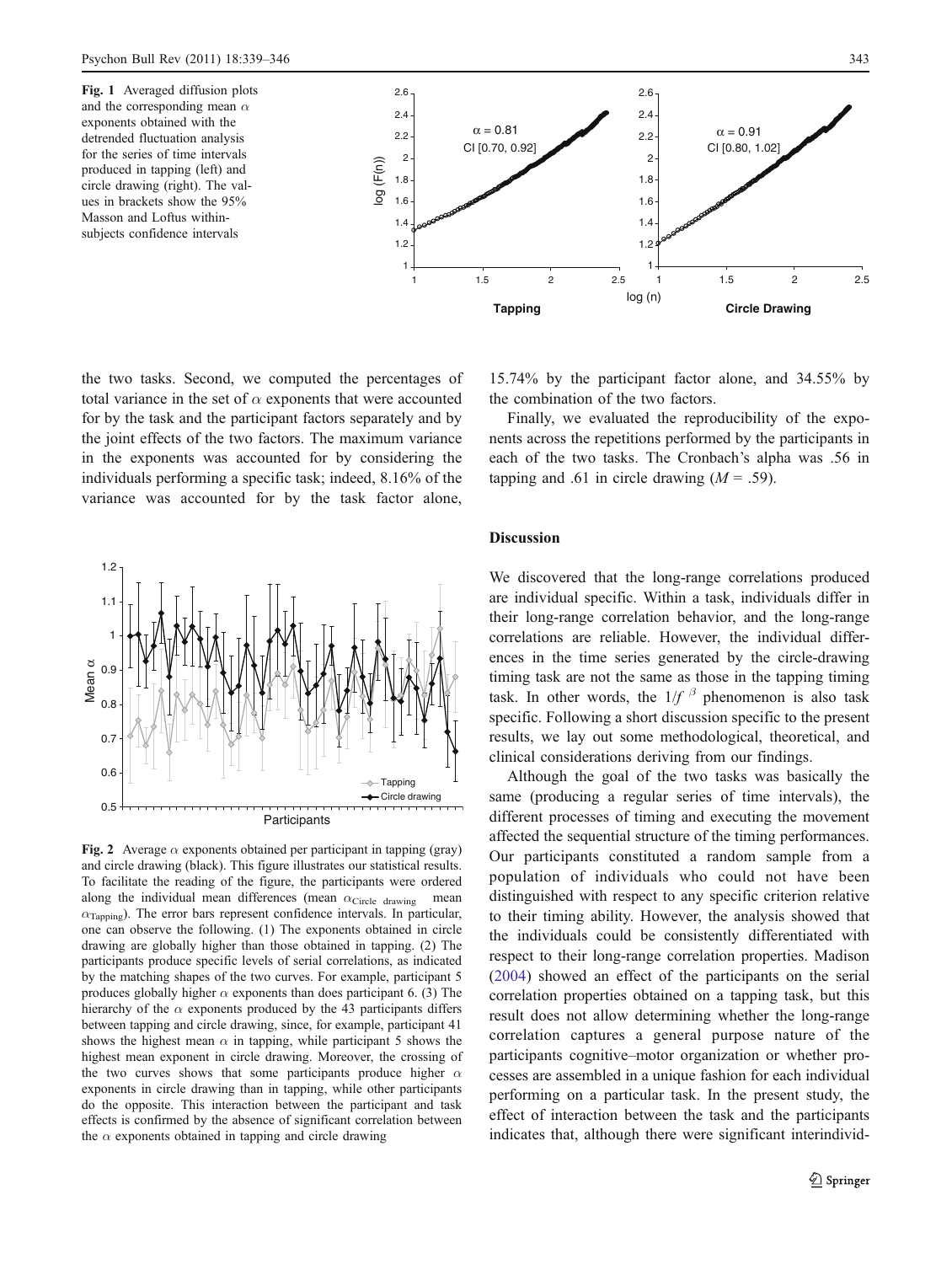Fig. 1 Averaged diffusion plots and the corresponding mean $\alpha$ exponents obtained with the detrended fluctuation analysis for the series of time intervals produced in tapping (left) and circle drawing (right). The values in brackets show the 95% Masson and Loftus within-subjects confidence intervals

$\alpha$ = 0.81
CI [0.70, 0.92]

$\alpha$ = 0.91
CI [0.80, 1.02]

log (F(n))

log (n)

Tapping

Circle Drawing

the two tasks. Second, we computed the percentages of total variance in the set of $\alpha$ exponents that were accounted for by the task and the participant factors separately and by the joint effects of the two factors. The maximum variance in the exponents was accounted for by considering the individuals performing a specific task; indeed, 8.16% of the variance was accounted for by the task factor alone, 15.74% by the participant factor alone, and 34.55% by the combination of the two factors.

Finally, we evaluated the reproducibility of the exponents across the repetitions performed by the participants in each of the two tasks. The Cronbach's alpha was .56 in tapping and .61 in circle drawing ($M$ = .59).

Mean $\alpha$

Participants

Tapping

Circle drawing

Fig. 2 Average $\alpha$ exponents obtained per participant in tapping (gray) and circle drawing (black). This figure illustrates our statistical results. To facilitate the reading of the figure, the participants were ordered along the individual mean differences (mean $\alpha_{\text{Circle drawing}}$ mean $\alpha_{\text{Tapping}}$). The error bars represent confidence intervals. In particular, one can observe the following. (1) The exponents obtained in circle drawing are globally higher than those obtained in tapping. (2) The participants produce specific levels of serial correlations, as indicated by the matching shapes of the two curves. For example, participant 5 produces globally higher $\alpha$ exponents than does participant 6. (3) The hierarchy of the $\alpha$ exponents produced by the 43 participants differs between tapping and circle drawing, since, for example, participant 41 shows the highest mean $\alpha$ in tapping, while participant 5 shows the highest mean exponent in circle drawing. Moreover, the crossing of the two curves shows that some participants produce higher $\alpha$ exponents in circle drawing than in tapping, while other participants do the opposite. This interaction between the participant and task effects is confirmed by the absence of significant correlation between the $\alpha$ exponents obtained in tapping and circle drawing

## Discussion

We discovered that the long-range correlations produced are individual specific. Within a task, individuals differ in their long-range correlation behavior, and the long-range correlations are reliable. However, the individual differences in the time series generated by the circle-drawing timing task are not the same as those in the tapping timing task. In other words, the $1/f^{\beta}$ phenomenon is also task specific. Following a short discussion specific to the present results, we lay out some methodological, theoretical, and clinical considerations deriving from our findings.

Although the goal of the two tasks was basically the same (producing a regular series of time intervals), the different processes of timing and executing the movement affected the sequential structure of the timing performances. Our participants constituted a random sample from a population of individuals who could not have been distinguished with respect to any specific criterion relative to their timing ability. However, the analysis showed that the individuals could be consistently differentiated with respect to their long-range correlation properties. Madison (2004) showed an effect of the participants on the serial correlation properties obtained on a tapping task, but this result does not allow determining whether the long-range correlation captures a general purpose nature of the participants cognitive–motor organization or whether processes are assembled in a unique fashion for each individual performing on a particular task. In the present study, the effect of interaction between the task and the participants indicates that, although there were significant interindivid-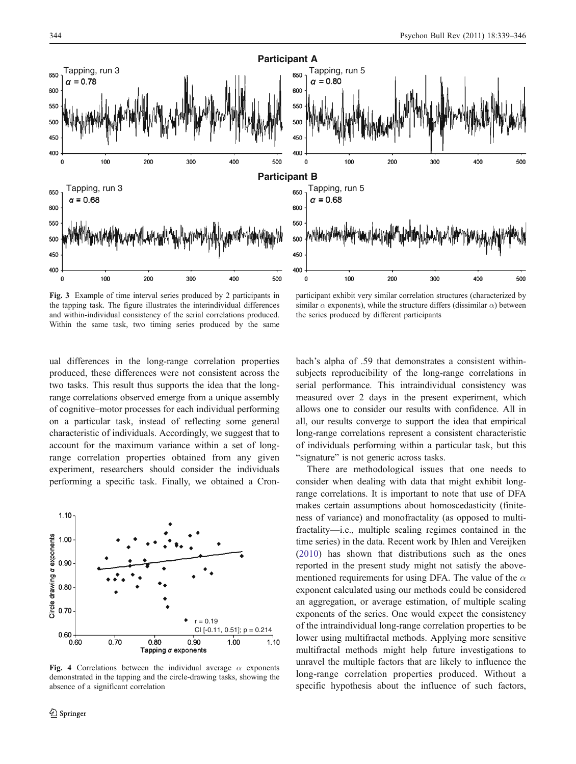**Participant A**

Tapping, run 3
$\alpha$ = 0.78

Tapping, run 5
$\alpha$ = 0.80

**Participant B**

Tapping, run 3
$\alpha$ = 0.68

Tapping, run 5
$\alpha$ = 0.68

**Fig. 3** Example of time interval series produced by 2 participants in the tapping task. The figure illustrates the interindividual differences and within-individual consistency of the serial correlations produced. Within the same task, two timing series produced by the same participant exhibit very similar correlation structures (characterized by similar $\alpha$ exponents), while the structure differs (dissimilar $\alpha$) between the series produced by different participants

ual differences in the long-range correlation properties produced, these differences were not consistent across the two tasks. This result thus supports the idea that the long-range correlations observed emerge from a unique assembly of cognitive–motor processes for each individual performing on a particular task, instead of reflecting some general characteristic of individuals. Accordingly, we suggest that to account for the maximum variance within a set of long-range correlation properties obtained from any given experiment, researchers should consider the individuals performing a specific task. Finally, we obtained a Cronbach's alpha of .59 that demonstrates a consistent within-subjects reproducibility of the long-range correlations in serial performance. This intraindividual consistency was measured over 2 days in the present experiment, which allows one to consider our results with confidence. All in all, our results converge to support the idea that empirical long-range correlations represent a consistent characteristic of individuals performing within a particular task, but this "signature" is not generic across tasks.

Circle drawing $\alpha$ exponents
Tapping $\alpha$ exponents
r = 0.19
CI [-0.11, 0.51]; p = 0.214

**Fig. 4** Correlations between the individual average $\alpha$ exponents demonstrated in the tapping and the circle-drawing tasks, showing the absence of a significant correlation

There are methodological issues that one needs to consider when dealing with data that might exhibit long-range correlations. It is important to note that use of DFA makes certain assumptions about homoscedasticity (finiteness of variance) and monofractality (as opposed to multifractality—i.e., multiple scaling regimes contained in the time series) in the data. Recent work by Ihlen and Vereijken (2010) has shown that distributions such as the ones reported in the present study might not satisfy the above-mentioned requirements for using DFA. The value of the $\alpha$ exponent calculated using our methods could be considered an aggregation, or average estimation, of multiple scaling exponents of the series. One would expect the consistency of the intraindividual long-range correlation properties to be lower using multifractal methods. Applying more sensitive multifractal methods might help future investigations to unravel the multiple factors that are likely to influence the long-range correlation properties produced. Without a specific hypothesis about the influence of such factors,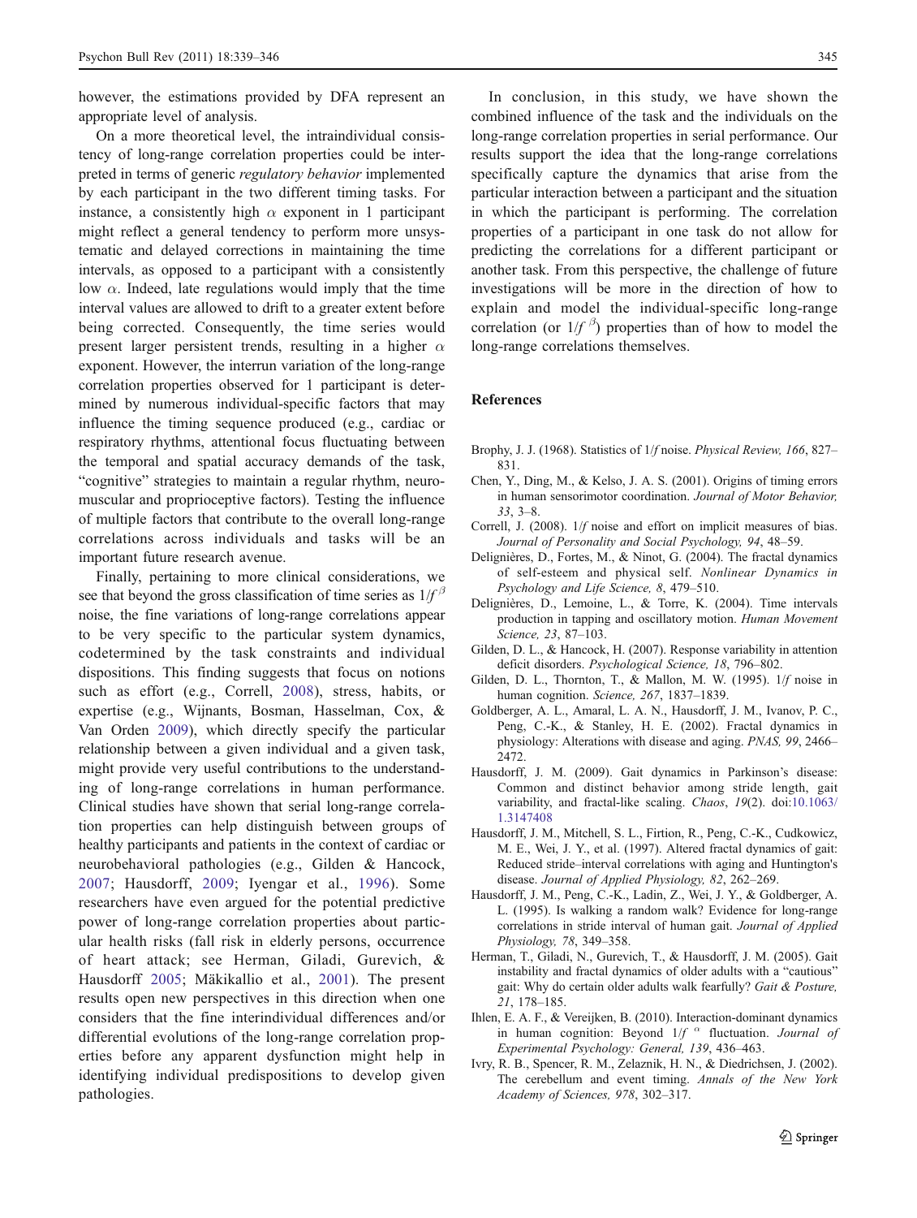however, the estimations provided by DFA represent an appropriate level of analysis.

On a more theoretical level, the intraindividual consistency of long-range correlation properties could be interpreted in terms of generic *regulatory behavior* implemented by each participant in the two different timing tasks. For instance, a consistently high $\alpha$ exponent in 1 participant might reflect a general tendency to perform more unsystematic and delayed corrections in maintaining the time intervals, as opposed to a participant with a consistently low $\alpha$. Indeed, late regulations would imply that the time interval values are allowed to drift to a greater extent before being corrected. Consequently, the time series would present larger persistent trends, resulting in a higher $\alpha$ exponent. However, the interrun variation of the long-range correlation properties observed for 1 participant is determined by numerous individual-specific factors that may influence the timing sequence produced (e.g., cardiac or respiratory rhythms, attentional focus fluctuating between the temporal and spatial accuracy demands of the task, "cognitive" strategies to maintain a regular rhythm, neuromuscular and proprioceptive factors). Testing the influence of multiple factors that contribute to the overall long-range correlations across individuals and tasks will be an important future research avenue.

Finally, pertaining to more clinical considerations, we see that beyond the gross classification of time series as $1/f^{\beta}$ noise, the fine variations of long-range correlations appear to be very specific to the particular system dynamics, codetermined by the task constraints and individual dispositions. This finding suggests that focus on notions such as effort (e.g., Correll, 2008), stress, habits, or expertise (e.g., Wijnants, Bosman, Hasselman, Cox, & Van Orden 2009), which directly specify the particular relationship between a given individual and a given task, might provide very useful contributions to the understanding of long-range correlations in human performance. Clinical studies have shown that serial long-range correlation properties can help distinguish between groups of healthy participants and patients in the context of cardiac or neurobehavioral pathologies (e.g., Gilden & Hancock, 2007; Hausdorff, 2009; Iyengar et al., 1996). Some researchers have even argued for the potential predictive power of long-range correlation properties about particular health risks (fall risk in elderly persons, occurrence of heart attack; see Herman, Giladi, Gurevich, & Hausdorff 2005; Mäkikallio et al., 2001). The present results open new perspectives in this direction when one considers that the fine interindividual differences and/or differential evolutions of the long-range correlation properties before any apparent dysfunction might help in identifying individual predispositions to develop given pathologies.

In conclusion, in this study, we have shown the combined influence of the task and the individuals on the long-range correlation properties in serial performance. Our results support the idea that the long-range correlations specifically capture the dynamics that arise from the particular interaction between a participant and the situation in which the participant is performing. The correlation properties of a participant in one task do not allow for predicting the correlations for a different participant or another task. From this perspective, the challenge of future investigations will be more in the direction of how to explain and model the individual-specific long-range correlation (or $1/f^{\beta}$) properties than of how to model the long-range correlations themselves.

## References

Brophy, J. J. (1968). Statistics of 1/*f* noise. *Physical Review, 166*, 827–831.

Chen, Y., Ding, M., & Kelso, J. A. S. (2001). Origins of timing errors in human sensorimotor coordination. *Journal of Motor Behavior, 33*, 3–8.

Correll, J. (2008). 1/*f* noise and effort on implicit measures of bias. *Journal of Personality and Social Psychology, 94*, 48–59.

Delignières, D., Fortes, M., & Ninot, G. (2004). The fractal dynamics of self-esteem and physical self. *Nonlinear Dynamics in Psychology and Life Science, 8*, 479–510.

Delignières, D., Lemoine, L., & Torre, K. (2004). Time intervals production in tapping and oscillatory motion. *Human Movement Science, 23*, 87–103.

Gilden, D. L., & Hancock, H. (2007). Response variability in attention deficit disorders. *Psychological Science, 18*, 796–802.

Gilden, D. L., Thornton, T., & Mallon, M. W. (1995). 1/*f* noise in human cognition. *Science, 267*, 1837–1839.

Goldberger, A. L., Amaral, L. A. N., Hausdorff, J. M., Ivanov, P. C., Peng, C.-K., & Stanley, H. E. (2002). Fractal dynamics in physiology: Alterations with disease and aging. *PNAS, 99*, 2466–2472.

Hausdorff, J. M. (2009). Gait dynamics in Parkinson's disease: Common and distinct behavior among stride length, gait variability, and fractal-like scaling. *Chaos*, *19*(2). doi:10.1063/1.3147408

Hausdorff, J. M., Mitchell, S. L., Firtion, R., Peng, C.-K., Cudkowicz, M. E., Wei, J. Y., et al. (1997). Altered fractal dynamics of gait: Reduced stride–interval correlations with aging and Huntington's disease. *Journal of Applied Physiology, 82*, 262–269.

Hausdorff, J. M., Peng, C.-K., Ladin, Z., Wei, J. Y., & Goldberger, A. L. (1995). Is walking a random walk? Evidence for long-range correlations in stride interval of human gait. *Journal of Applied Physiology, 78*, 349–358.

Herman, T., Giladi, N., Gurevich, T., & Hausdorff, J. M. (2005). Gait instability and fractal dynamics of older adults with a "cautious" gait: Why do certain older adults walk fearfully? *Gait & Posture, 21*, 178–185.

Ihlen, E. A. F., & Vereijken, B. (2010). Interaction-dominant dynamics in human cognition: Beyond $1/f^{\alpha}$ fluctuation. *Journal of Experimental Psychology: General, 139*, 436–463.

Ivry, R. B., Spencer, R. M., Zelaznik, H. N., & Diedrichsen, J. (2002). The cerebellum and event timing. *Annals of the New York Academy of Sciences, 978*, 302–317.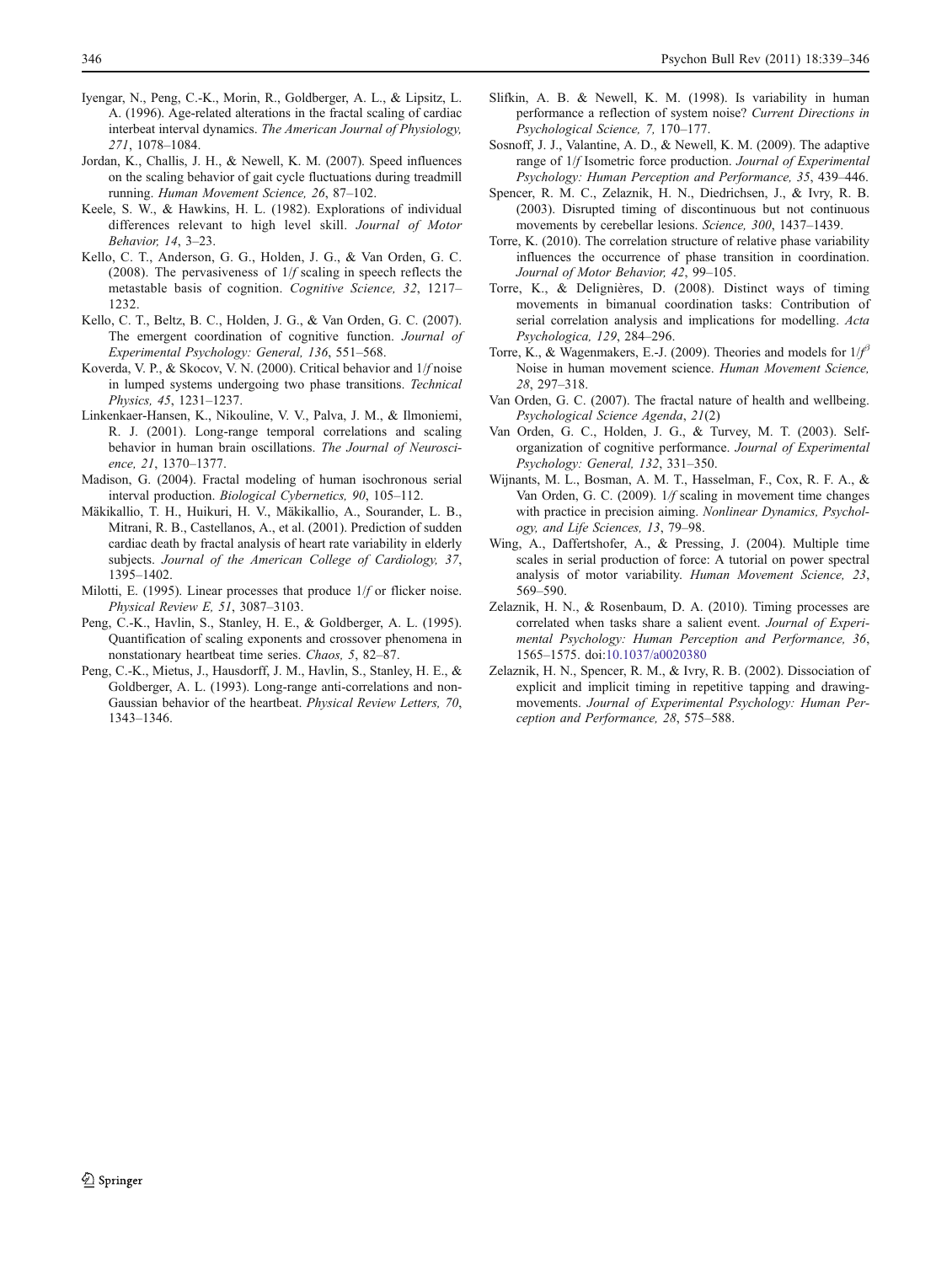Iyengar, N., Peng, C.-K., Morin, R., Goldberger, A. L., & Lipsitz, L. A. (1996). Age-related alterations in the fractal scaling of cardiac interbeat interval dynamics. *The American Journal of Physiology, 271*, 1078–1084.

Jordan, K., Challis, J. H., & Newell, K. M. (2007). Speed influences on the scaling behavior of gait cycle fluctuations during treadmill running. *Human Movement Science, 26*, 87–102.

Keele, S. W., & Hawkins, H. L. (1982). Explorations of individual differences relevant to high level skill. *Journal of Motor Behavior, 14*, 3–23.

Kello, C. T., Anderson, G. G., Holden, J. G., & Van Orden, G. C. (2008). The pervasiveness of 1/*f* scaling in speech reflects the metastable basis of cognition. *Cognitive Science, 32*, 1217–1232.

Kello, C. T., Beltz, B. C., Holden, J. G., & Van Orden, G. C. (2007). The emergent coordination of cognitive function. *Journal of Experimental Psychology: General, 136*, 551–568.

Koverda, V. P., & Skocov, V. N. (2000). Critical behavior and 1/*f* noise in lumped systems undergoing two phase transitions. *Technical Physics, 45*, 1231–1237.

Linkenkaer-Hansen, K., Nikouline, V. V., Palva, J. M., & Ilmoniemi, R. J. (2001). Long-range temporal correlations and scaling behavior in human brain oscillations. *The Journal of Neuroscience, 21*, 1370–1377.

Madison, G. (2004). Fractal modeling of human isochronous serial interval production. *Biological Cybernetics, 90*, 105–112.

Mäkikallio, T. H., Huikuri, H. V., Mäkikallio, A., Sourander, L. B., Mitrani, R. B., Castellanos, A., et al. (2001). Prediction of sudden cardiac death by fractal analysis of heart rate variability in elderly subjects. *Journal of the American College of Cardiology, 37*, 1395–1402.

Milotti, E. (1995). Linear processes that produce 1/*f* or flicker noise. *Physical Review E, 51*, 3087–3103.

Peng, C.-K., Havlin, S., Stanley, H. E., & Goldberger, A. L. (1995). Quantification of scaling exponents and crossover phenomena in nonstationary heartbeat time series. *Chaos, 5*, 82–87.

Peng, C.-K., Mietus, J., Hausdorff, J. M., Havlin, S., Stanley, H. E., & Goldberger, A. L. (1993). Long-range anti-correlations and non-Gaussian behavior of the heartbeat. *Physical Review Letters, 70*, 1343–1346.

Slifkin, A. B. & Newell, K. M. (1998). Is variability in human performance a reflection of system noise? *Current Directions in Psychological Science, 7*, 170–177.

Sosnoff, J. J., Valantine, A. D., & Newell, K. M. (2009). The adaptive range of 1/*f* Isometric force production. *Journal of Experimental Psychology: Human Perception and Performance, 35*, 439–446.

Spencer, R. M. C., Zelaznik, H. N., Diedrichsen, J., & Ivry, R. B. (2003). Disrupted timing of discontinuous but not continuous movements by cerebellar lesions. *Science, 300*, 1437–1439.

Torre, K. (2010). The correlation structure of relative phase variability influences the occurrence of phase transition in coordination. *Journal of Motor Behavior, 42*, 99–105.

Torre, K., & Delignières, D. (2008). Distinct ways of timing movements in bimanual coordination tasks: Contribution of serial correlation analysis and implications for modelling. *Acta Psychologica, 129*, 284–296.

Torre, K., & Wagenmakers, E.-J. (2009). Theories and models for $1/f^{\beta}$ Noise in human movement science. *Human Movement Science, 28*, 297–318.

Van Orden, G. C. (2007). The fractal nature of health and wellbeing. *Psychological Science Agenda*, *21*(2)

Van Orden, G. C., Holden, J. G., & Turvey, M. T. (2003). Self-organization of cognitive performance. *Journal of Experimental Psychology: General, 132*, 331–350.

Wijnants, M. L., Bosman, A. M. T., Hasselman, F., Cox, R. F. A., & Van Orden, G. C. (2009). 1/*f* scaling in movement time changes with practice in precision aiming. *Nonlinear Dynamics, Psychology, and Life Sciences, 13*, 79–98.

Wing, A., Daffertshofer, A., & Pressing, J. (2004). Multiple time scales in serial production of force: A tutorial on power spectral analysis of motor variability. *Human Movement Science, 23*, 569–590.

Zelaznik, H. N., & Rosenbaum, D. A. (2010). Timing processes are correlated when tasks share a salient event. *Journal of Experimental Psychology: Human Perception and Performance, 36*, 1565–1575. doi:10.1037/a0020380

Zelaznik, H. N., Spencer, R. M., & Ivry, R. B. (2002). Dissociation of explicit and implicit timing in repetitive tapping and drawing-movements. *Journal of Experimental Psychology: Human Perception and Performance, 28*, 575–588.